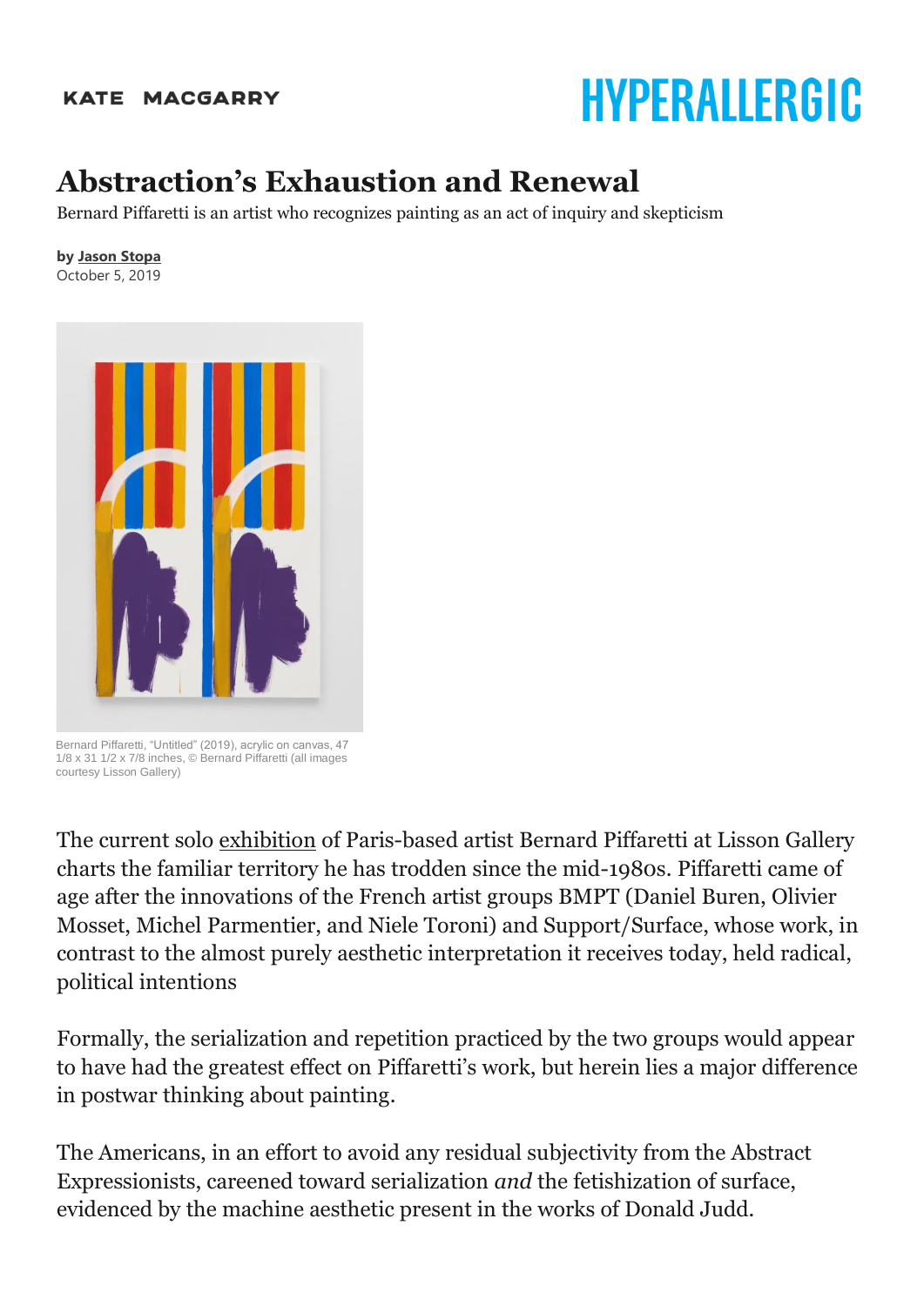KATE MACGARRY

HYPERALLERGIC

# Abstraction's Exhaustion and Renewal

Bernard Piffaretti is an artist who recognizes painting as an act of inquiry and skepticism

**by Jason Stopa**
October 5, 2019

Bernard Piffaretti, "Untitled" (2019), acrylic on canvas, 47 1/8 x 31 1/2 x 7/8 inches, © Bernard Piffaretti (all images courtesy Lisson Gallery)

The current solo exhibition of Paris-based artist Bernard Piffaretti at Lisson Gallery charts the familiar territory he has trodden since the mid-1980s. Piffaretti came of age after the innovations of the French artist groups BMPT (Daniel Buren, Olivier Mosset, Michel Parmentier, and Niele Toroni) and Support/Surface, whose work, in contrast to the almost purely aesthetic interpretation it receives today, held radical, political intentions

Formally, the serialization and repetition practiced by the two groups would appear to have had the greatest effect on Piffaretti's work, but herein lies a major difference in postwar thinking about painting.

The Americans, in an effort to avoid any residual subjectivity from the Abstract Expressionists, careened toward serialization *and* the fetishization of surface, evidenced by the machine aesthetic present in the works of Donald Judd.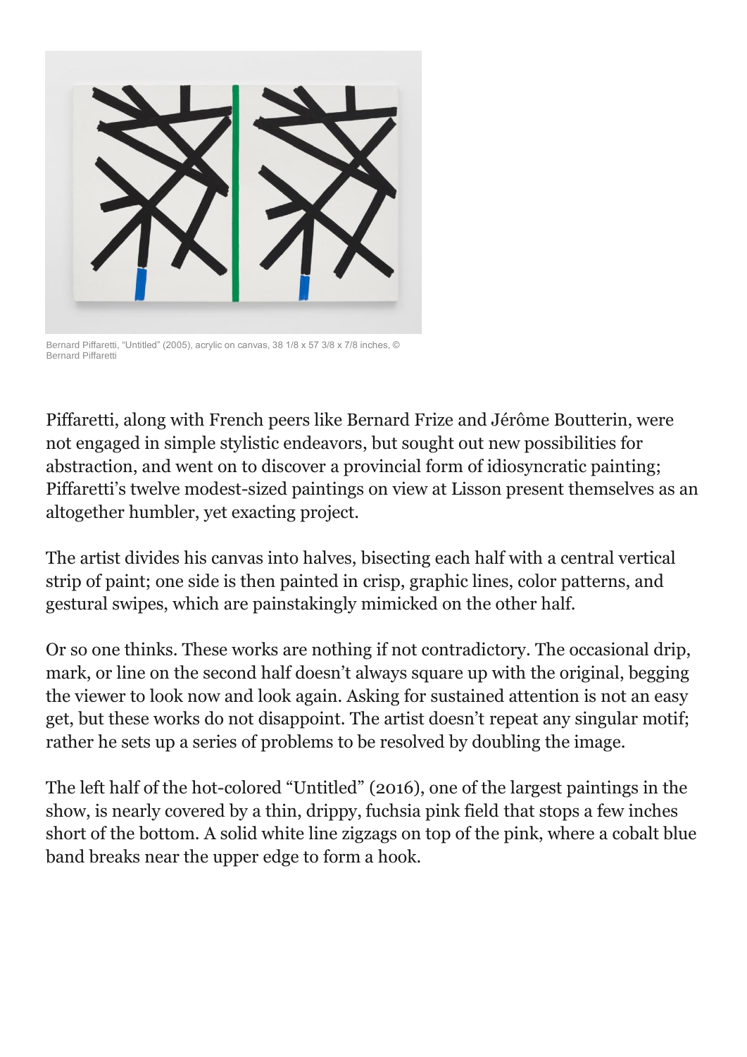Bernard Piffaretti, "Untitled" (2005), acrylic on canvas, 38 1/8 x 57 3/8 x 7/8 inches, © Bernard Piffaretti

Piffaretti, along with French peers like Bernard Frize and Jérôme Boutterin, were not engaged in simple stylistic endeavors, but sought out new possibilities for abstraction, and went on to discover a provincial form of idiosyncratic painting; Piffaretti's twelve modest-sized paintings on view at Lisson present themselves as an altogether humbler, yet exacting project.

The artist divides his canvas into halves, bisecting each half with a central vertical strip of paint; one side is then painted in crisp, graphic lines, color patterns, and gestural swipes, which are painstakingly mimicked on the other half.

Or so one thinks. These works are nothing if not contradictory. The occasional drip, mark, or line on the second half doesn't always square up with the original, begging the viewer to look now and look again. Asking for sustained attention is not an easy get, but these works do not disappoint. The artist doesn't repeat any singular motif; rather he sets up a series of problems to be resolved by doubling the image.

The left half of the hot-colored "Untitled" (2016), one of the largest paintings in the show, is nearly covered by a thin, drippy, fuchsia pink field that stops a few inches short of the bottom. A solid white line zigzags on top of the pink, where a cobalt blue band breaks near the upper edge to form a hook.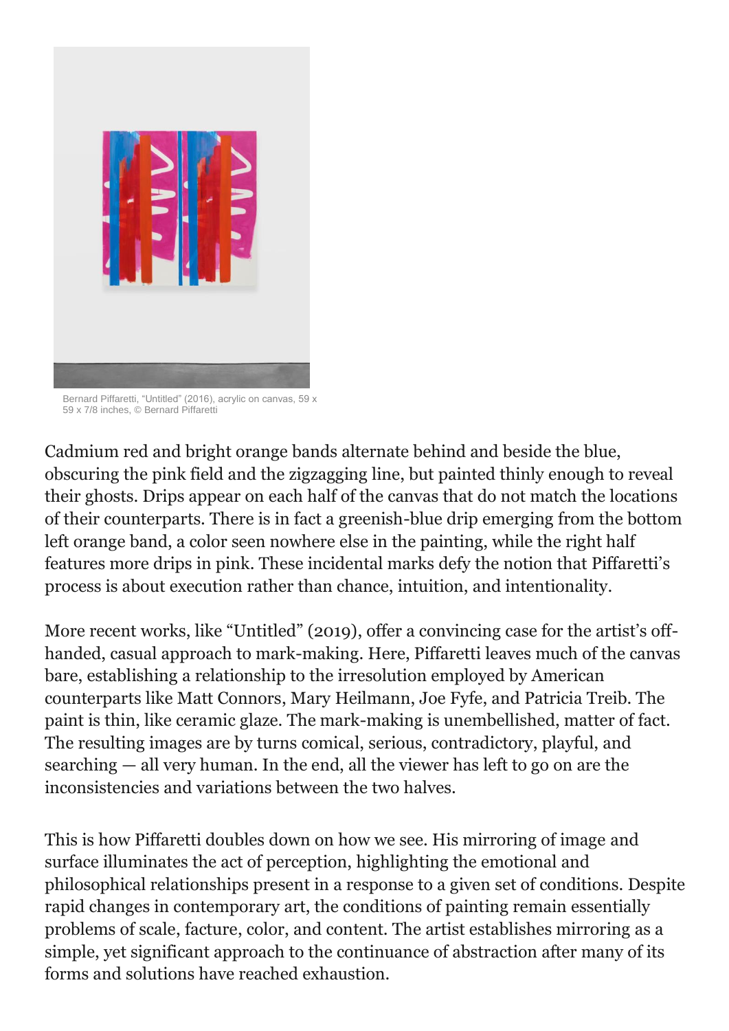Bernard Piffaretti, "Untitled" (2016), acrylic on canvas, 59 x 59 x 7/8 inches, © Bernard Piffaretti

Cadmium red and bright orange bands alternate behind and beside the blue, obscuring the pink field and the zigzagging line, but painted thinly enough to reveal their ghosts. Drips appear on each half of the canvas that do not match the locations of their counterparts. There is in fact a greenish-blue drip emerging from the bottom left orange band, a color seen nowhere else in the painting, while the right half features more drips in pink. These incidental marks defy the notion that Piffaretti's process is about execution rather than chance, intuition, and intentionality.

More recent works, like "Untitled" (2019), offer a convincing case for the artist's off-handed, casual approach to mark-making. Here, Piffaretti leaves much of the canvas bare, establishing a relationship to the irresolution employed by American counterparts like Matt Connors, Mary Heilmann, Joe Fyfe, and Patricia Treib. The paint is thin, like ceramic glaze. The mark-making is unembellished, matter of fact. The resulting images are by turns comical, serious, contradictory, playful, and searching — all very human. In the end, all the viewer has left to go on are the inconsistencies and variations between the two halves.

This is how Piffaretti doubles down on how we see. His mirroring of image and surface illuminates the act of perception, highlighting the emotional and philosophical relationships present in a response to a given set of conditions. Despite rapid changes in contemporary art, the conditions of painting remain essentially problems of scale, facture, color, and content. The artist establishes mirroring as a simple, yet significant approach to the continuance of abstraction after many of its forms and solutions have reached exhaustion.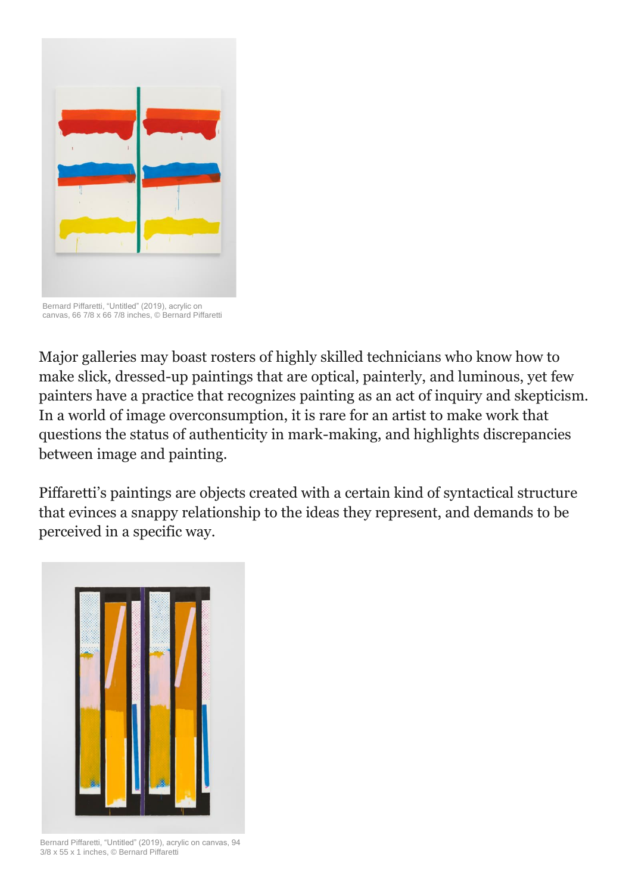Bernard Piffaretti, "Untitled" (2019), acrylic on canvas, 66 7/8 x 66 7/8 inches, © Bernard Piffaretti

Major galleries may boast rosters of highly skilled technicians who know how to make slick, dressed-up paintings that are optical, painterly, and luminous, yet few painters have a practice that recognizes painting as an act of inquiry and skepticism. In a world of image overconsumption, it is rare for an artist to make work that questions the status of authenticity in mark-making, and highlights discrepancies between image and painting.

Piffaretti's paintings are objects created with a certain kind of syntactical structure that evinces a snappy relationship to the ideas they represent, and demands to be perceived in a specific way.

Bernard Piffaretti, "Untitled" (2019), acrylic on canvas, 94 3/8 x 55 x 1 inches, © Bernard Piffaretti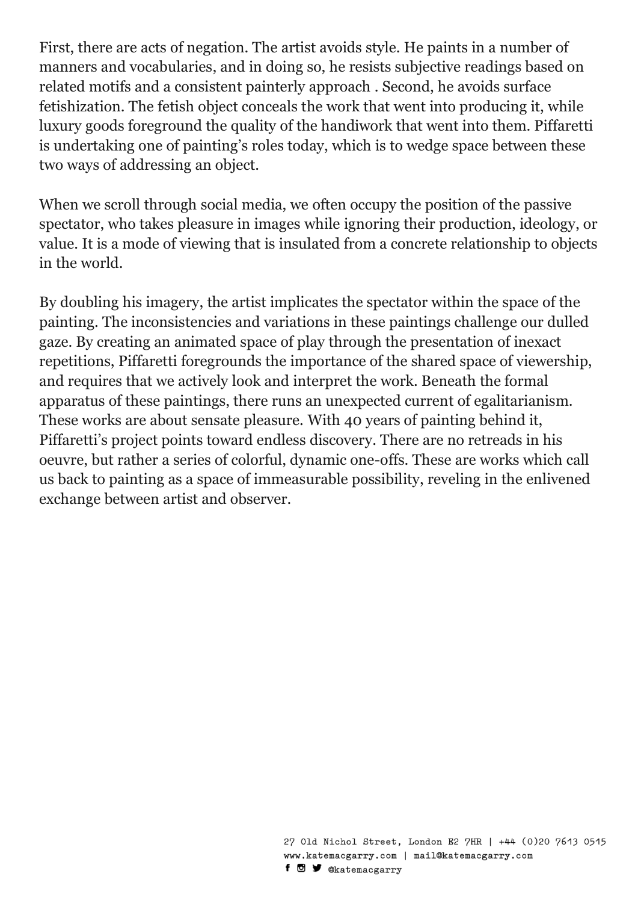First, there are acts of negation. The artist avoids style. He paints in a number of manners and vocabularies, and in doing so, he resists subjective readings based on related motifs and a consistent painterly approach . Second, he avoids surface fetishization. The fetish object conceals the work that went into producing it, while luxury goods foreground the quality of the handiwork that went into them. Piffaretti is undertaking one of painting's roles today, which is to wedge space between these two ways of addressing an object.

When we scroll through social media, we often occupy the position of the passive spectator, who takes pleasure in images while ignoring their production, ideology, or value. It is a mode of viewing that is insulated from a concrete relationship to objects in the world.

By doubling his imagery, the artist implicates the spectator within the space of the painting. The inconsistencies and variations in these paintings challenge our dulled gaze. By creating an animated space of play through the presentation of inexact repetitions, Piffaretti foregrounds the importance of the shared space of viewership, and requires that we actively look and interpret the work. Beneath the formal apparatus of these paintings, there runs an unexpected current of egalitarianism. These works are about sensate pleasure. With 40 years of painting behind it, Piffaretti's project points toward endless discovery. There are no retreads in his oeuvre, but rather a series of colorful, dynamic one-offs. These are works which call us back to painting as a space of immeasurable possibility, reveling in the enlivened exchange between artist and observer.